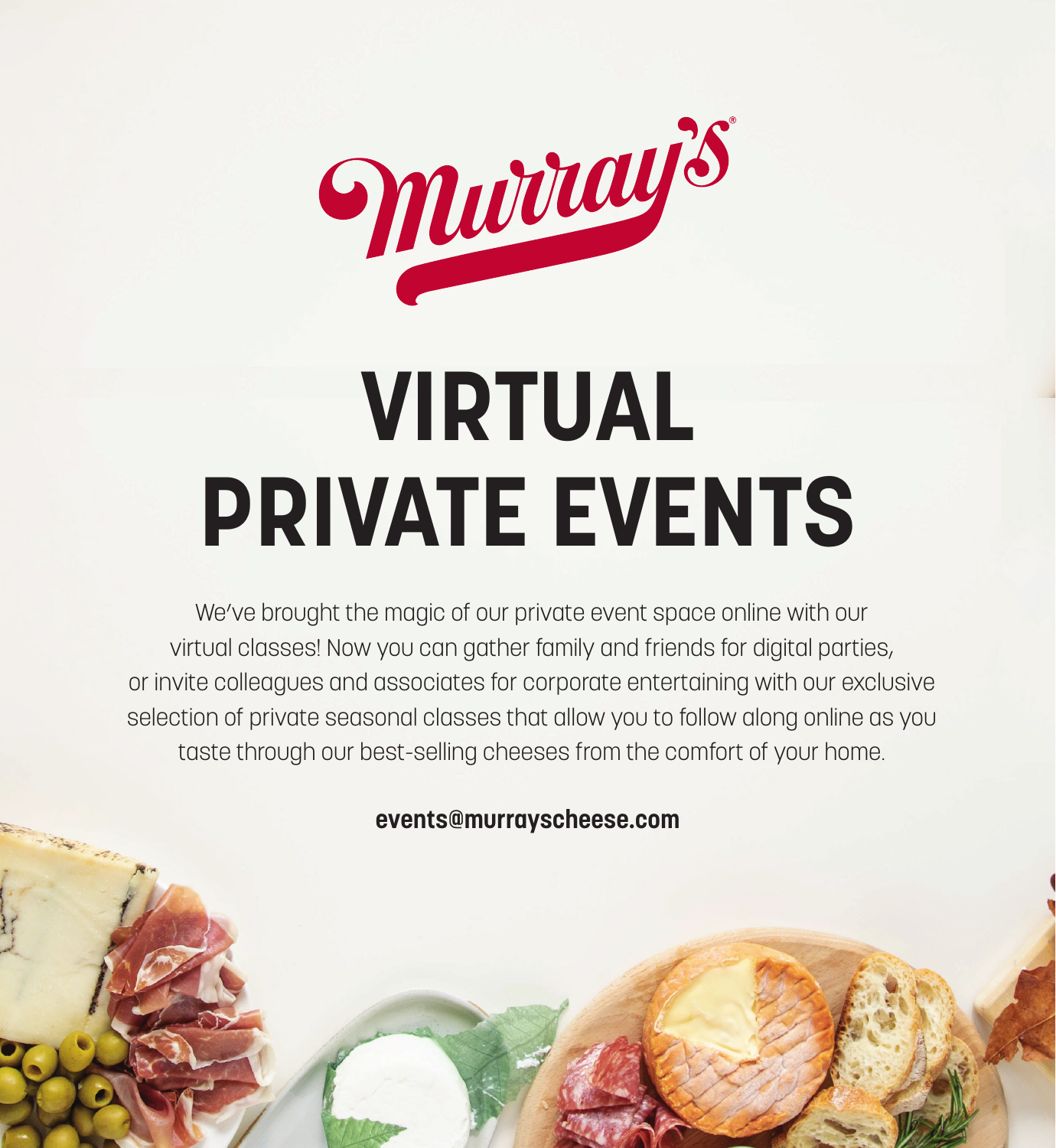Murray's®

# VIRTUAL PRIVATE EVENTS

We've brought the magic of our private event space online with our virtual classes! Now you can gather family and friends for digital parties, or invite colleagues and associates for corporate entertaining with our exclusive selection of private seasonal classes that allow you to follow along online as you taste through our best-selling cheeses from the comfort of your home.

**events@murrayscheese.com**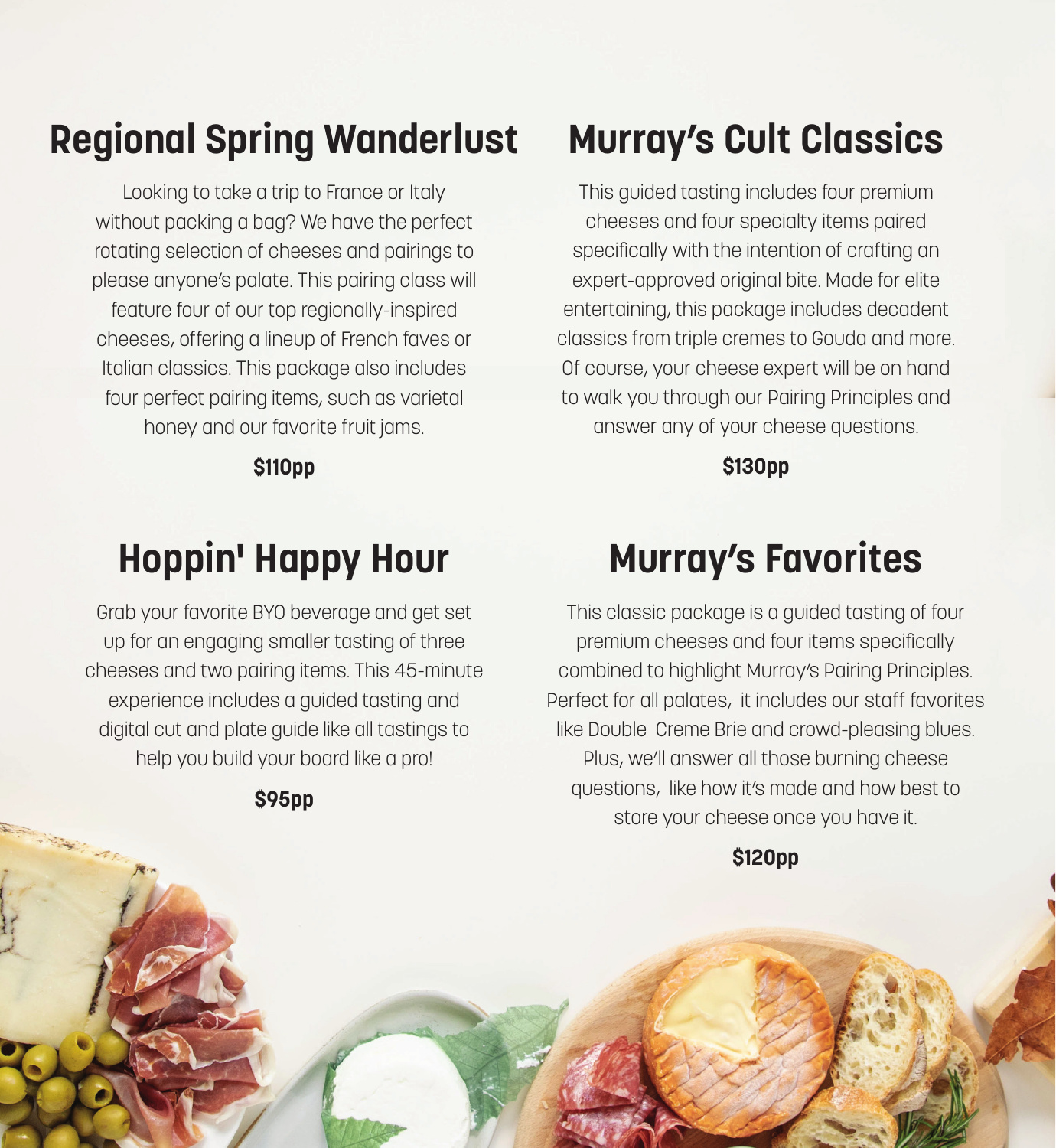## Regional Spring Wanderlust

Looking to take a trip to France or Italy without packing a bag? We have the perfect rotating selection of cheeses and pairings to please anyone's palate. This pairing class will feature four of our top regionally-inspired cheeses, offering a lineup of French faves or Italian classics. This package also includes four perfect pairing items, such as varietal honey and our favorite fruit jams.

**$110pp**

## Murray's Cult Classics

This guided tasting includes four premium cheeses and four specialty items paired specifically with the intention of crafting an expert-approved original bite. Made for elite entertaining, this package includes decadent classics from triple cremes to Gouda and more. Of course, your cheese expert will be on hand to walk you through our Pairing Principles and answer any of your cheese questions.

**$130pp**

## Hoppin' Happy Hour

Grab your favorite BYO beverage and get set up for an engaging smaller tasting of three cheeses and two pairing items. This 45-minute experience includes a guided tasting and digital cut and plate guide like all tastings to help you build your board like a pro!

**$95pp**

## Murray's Favorites

This classic package is a guided tasting of four premium cheeses and four items specifically combined to highlight Murray's Pairing Principles. Perfect for all palates, it includes our staff favorites like Double Creme Brie and crowd-pleasing blues. Plus, we'll answer all those burning cheese questions, like how it's made and how best to store your cheese once you have it.

**$120pp**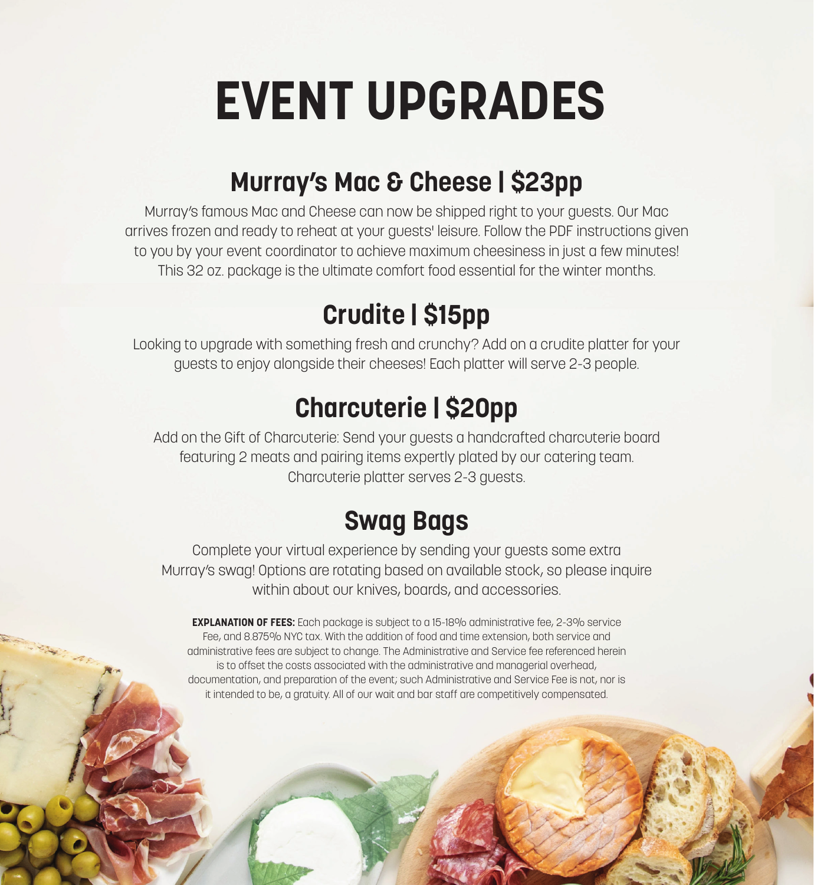# EVENT UPGRADES

## Murray's Mac & Cheese | $23pp

Murray's famous Mac and Cheese can now be shipped right to your guests. Our Mac arrives frozen and ready to reheat at your guests' leisure. Follow the PDF instructions given to you by your event coordinator to achieve maximum cheesiness in just a few minutes! This 32 oz. package is the ultimate comfort food essential for the winter months.

## Crudite | $15pp

Looking to upgrade with something fresh and crunchy? Add on a crudite platter for your guests to enjoy alongside their cheeses! Each platter will serve 2-3 people.

## Charcuterie | $20pp

Add on the Gift of Charcuterie: Send your guests a handcrafted charcuterie board featuring 2 meats and pairing items expertly plated by our catering team. Charcuterie platter serves 2-3 guests.

## Swag Bags

Complete your virtual experience by sending your guests some extra Murray's swag! Options are rotating based on available stock, so please inquire within about our knives, boards, and accessories.

**EXPLANATION OF FEES:** Each package is subject to a 15-18% administrative fee, 2-3% service Fee, and 8.875% NYC tax. With the addition of food and time extension, both service and administrative fees are subject to change. The Administrative and Service fee referenced herein is to offset the costs associated with the administrative and managerial overhead, documentation, and preparation of the event; such Administrative and Service Fee is not, nor is it intended to be, a gratuity. All of our wait and bar staff are competitively compensated.